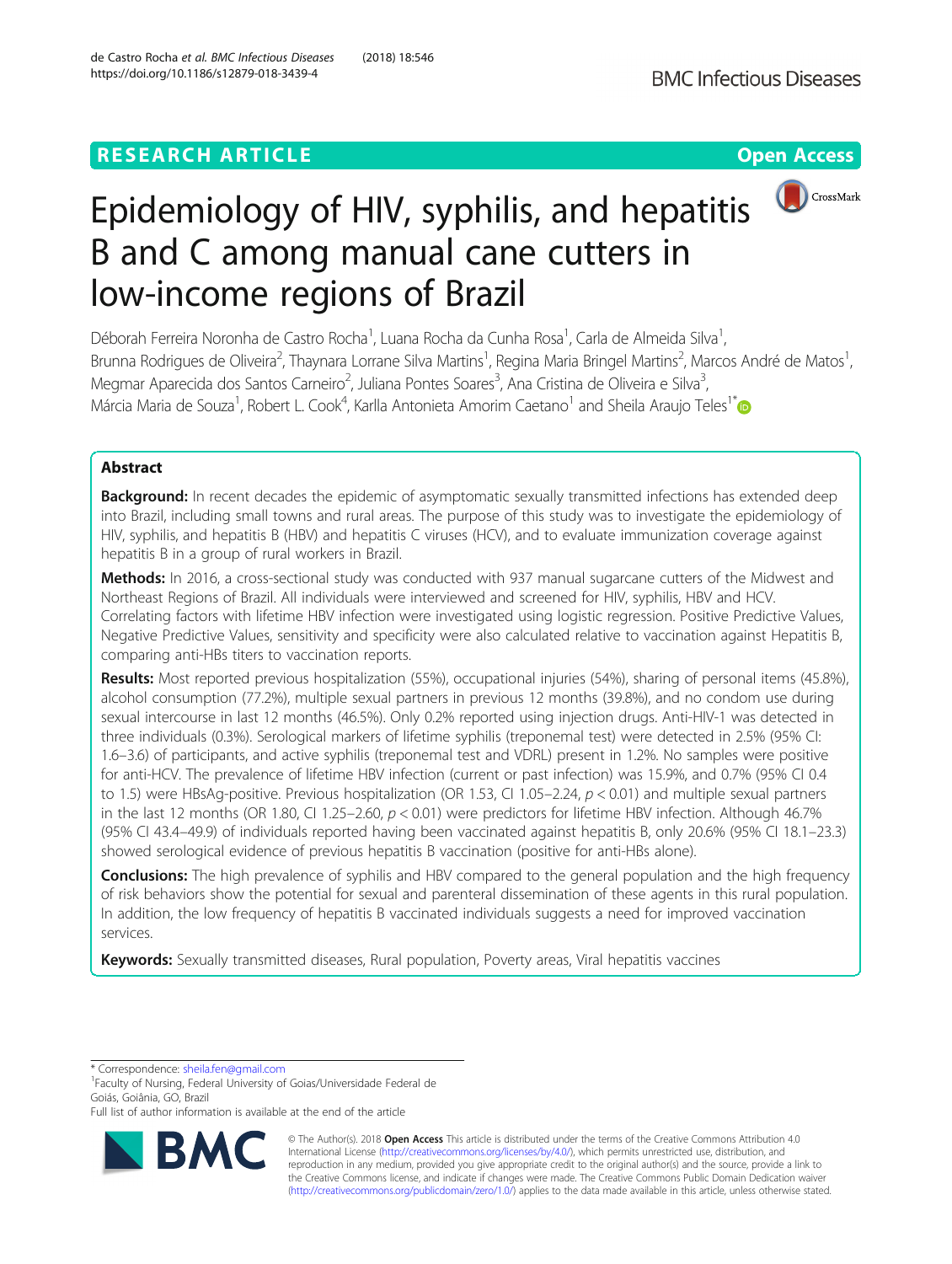RESEARCH ARTICLE

Open Access

# Epidemiology of HIV, syphilis, and hepatitis B and C among manual cane cutters in low-income regions of Brazil

Déborah Ferreira Noronha de Castro Rocha[1], Luana Rocha da Cunha Rosa[1], Carla de Almeida Silva[1], Brunna Rodrigues de Oliveira[2], Thaynara Lorrane Silva Martins[1], Regina Maria Bringel Martins[2], Marcos André de Matos[1], Megmar Aparecida dos Santos Carneiro[2], Juliana Pontes Soares[3], Ana Cristina de Oliveira e Silva[3], Márcia Maria de Souza[1], Robert L. Cook[4], Karlla Antonieta Amorim Caetano[1] and Sheila Araujo Teles[1*]

## Abstract

**Background:** In recent decades the epidemic of asymptomatic sexually transmitted infections has extended deep into Brazil, including small towns and rural areas. The purpose of this study was to investigate the epidemiology of HIV, syphilis, and hepatitis B (HBV) and hepatitis C viruses (HCV), and to evaluate immunization coverage against hepatitis B in a group of rural workers in Brazil.

**Methods:** In 2016, a cross-sectional study was conducted with 937 manual sugarcane cutters of the Midwest and Northeast Regions of Brazil. All individuals were interviewed and screened for HIV, syphilis, HBV and HCV. Correlating factors with lifetime HBV infection were investigated using logistic regression. Positive Predictive Values, Negative Predictive Values, sensitivity and specificity were also calculated relative to vaccination against Hepatitis B, comparing anti-HBs titers to vaccination reports.

**Results:** Most reported previous hospitalization (55%), occupational injuries (54%), sharing of personal items (45.8%), alcohol consumption (77.2%), multiple sexual partners in previous 12 months (39.8%), and no condom use during sexual intercourse in last 12 months (46.5%). Only 0.2% reported using injection drugs. Anti-HIV-1 was detected in three individuals (0.3%). Serological markers of lifetime syphilis (treponemal test) were detected in 2.5% (95% CI: 1.6–3.6) of participants, and active syphilis (treponemal test and VDRL) present in 1.2%. No samples were positive for anti-HCV. The prevalence of lifetime HBV infection (current or past infection) was 15.9%, and 0.7% (95% CI 0.4 to 1.5) were HBsAg-positive. Previous hospitalization (OR 1.53, CI 1.05–2.24, $p < 0.01$) and multiple sexual partners in the last 12 months (OR 1.80, CI 1.25–2.60, $p < 0.01$) were predictors for lifetime HBV infection. Although 46.7% (95% CI 43.4–49.9) of individuals reported having been vaccinated against hepatitis B, only 20.6% (95% CI 18.1–23.3) showed serological evidence of previous hepatitis B vaccination (positive for anti-HBs alone).

**Conclusions:** The high prevalence of syphilis and HBV compared to the general population and the high frequency of risk behaviors show the potential for sexual and parenteral dissemination of these agents in this rural population. In addition, the low frequency of hepatitis B vaccinated individuals suggests a need for improved vaccination services.

**Keywords:** Sexually transmitted diseases, Rural population, Poverty areas, Viral hepatitis vaccines

\* Correspondence: sheila.fen@gmail.com
[1]Faculty of Nursing, Federal University of Goias/Universidade Federal de Goiás, Goiânia, GO, Brazil
Full list of author information is available at the end of the article

© The Author(s). 2018 **Open Access** This article is distributed under the terms of the Creative Commons Attribution 4.0 International License (http://creativecommons.org/licenses/by/4.0/), which permits unrestricted use, distribution, and reproduction in any medium, provided you give appropriate credit to the original author(s) and the source, provide a link to the Creative Commons license, and indicate if changes were made. The Creative Commons Public Domain Dedication waiver (http://creativecommons.org/publicdomain/zero/1.0/) applies to the data made available in this article, unless otherwise stated.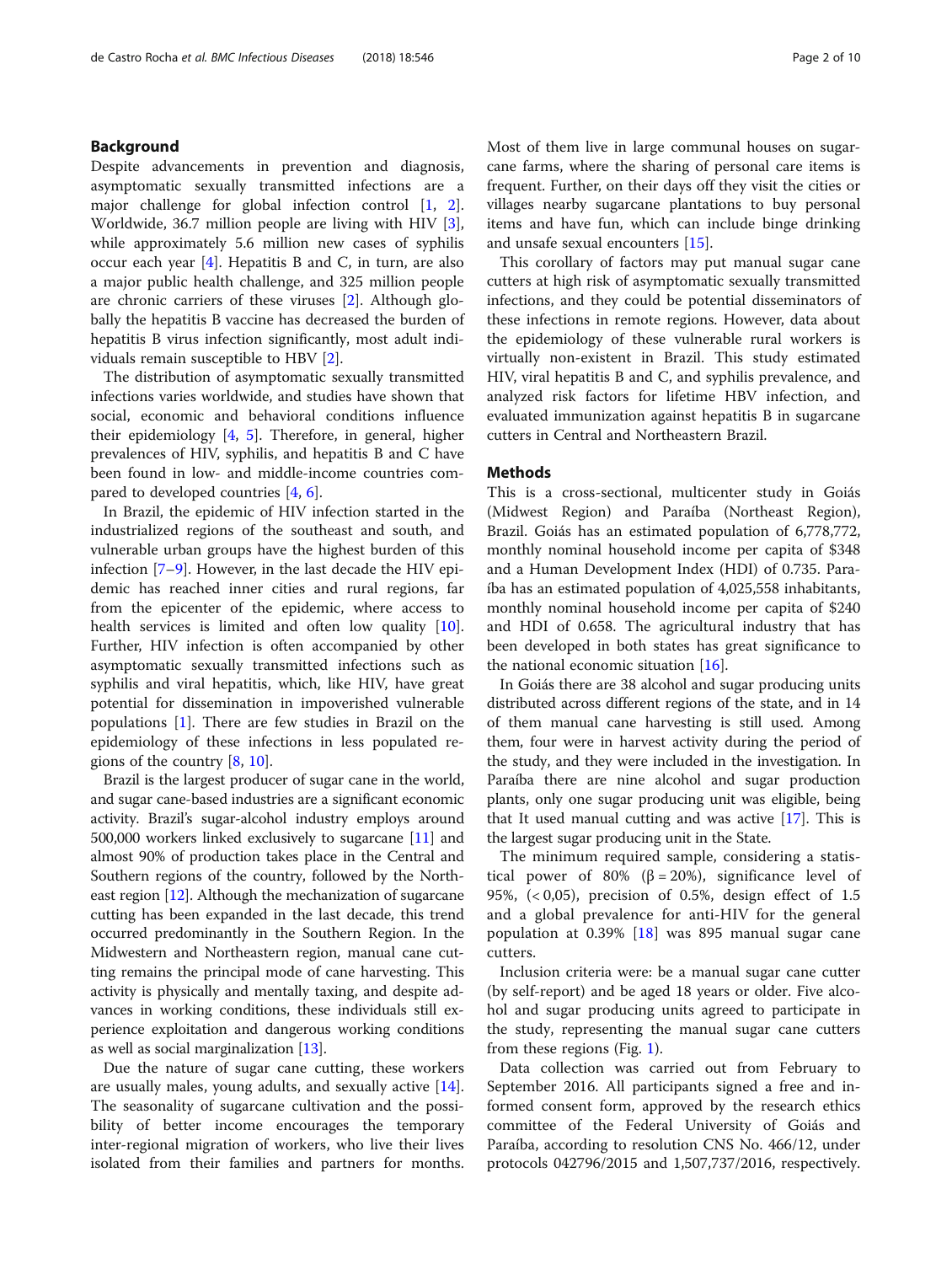## Background

Despite advancements in prevention and diagnosis, asymptomatic sexually transmitted infections are a major challenge for global infection control [1, 2]. Worldwide, 36.7 million people are living with HIV [3], while approximately 5.6 million new cases of syphilis occur each year [4]. Hepatitis B and C, in turn, are also a major public health challenge, and 325 million people are chronic carriers of these viruses [2]. Although globally the hepatitis B vaccine has decreased the burden of hepatitis B virus infection significantly, most adult individuals remain susceptible to HBV [2].

The distribution of asymptomatic sexually transmitted infections varies worldwide, and studies have shown that social, economic and behavioral conditions influence their epidemiology [4, 5]. Therefore, in general, higher prevalences of HIV, syphilis, and hepatitis B and C have been found in low- and middle-income countries compared to developed countries [4, 6].

In Brazil, the epidemic of HIV infection started in the industrialized regions of the southeast and south, and vulnerable urban groups have the highest burden of this infection [7–9]. However, in the last decade the HIV epidemic has reached inner cities and rural regions, far from the epicenter of the epidemic, where access to health services is limited and often low quality [10]. Further, HIV infection is often accompanied by other asymptomatic sexually transmitted infections such as syphilis and viral hepatitis, which, like HIV, have great potential for dissemination in impoverished vulnerable populations [1]. There are few studies in Brazil on the epidemiology of these infections in less populated regions of the country [8, 10].

Brazil is the largest producer of sugar cane in the world, and sugar cane-based industries are a significant economic activity. Brazil's sugar-alcohol industry employs around 500,000 workers linked exclusively to sugarcane [11] and almost 90% of production takes place in the Central and Southern regions of the country, followed by the Northeast region [12]. Although the mechanization of sugarcane cutting has been expanded in the last decade, this trend occurred predominantly in the Southern Region. In the Midwestern and Northeastern region, manual cane cutting remains the principal mode of cane harvesting. This activity is physically and mentally taxing, and despite advances in working conditions, these individuals still experience exploitation and dangerous working conditions as well as social marginalization [13].

Due the nature of sugar cane cutting, these workers are usually males, young adults, and sexually active [14]. The seasonality of sugarcane cultivation and the possibility of better income encourages the temporary inter-regional migration of workers, who live their lives isolated from their families and partners for months. Most of them live in large communal houses on sugarcane farms, where the sharing of personal care items is frequent. Further, on their days off they visit the cities or villages nearby sugarcane plantations to buy personal items and have fun, which can include binge drinking and unsafe sexual encounters [15].

This corollary of factors may put manual sugar cane cutters at high risk of asymptomatic sexually transmitted infections, and they could be potential disseminators of these infections in remote regions. However, data about the epidemiology of these vulnerable rural workers is virtually non-existent in Brazil. This study estimated HIV, viral hepatitis B and C, and syphilis prevalence, and analyzed risk factors for lifetime HBV infection, and evaluated immunization against hepatitis B in sugarcane cutters in Central and Northeastern Brazil.

## Methods

This is a cross-sectional, multicenter study in Goiás (Midwest Region) and Paraíba (Northeast Region), Brazil. Goiás has an estimated population of 6,778,772, monthly nominal household income per capita of $348 and a Human Development Index (HDI) of 0.735. Paraíba has an estimated population of 4,025,558 inhabitants, monthly nominal household income per capita of $240 and HDI of 0.658. The agricultural industry that has been developed in both states has great significance to the national economic situation [16].

In Goiás there are 38 alcohol and sugar producing units distributed across different regions of the state, and in 14 of them manual cane harvesting is still used. Among them, four were in harvest activity during the period of the study, and they were included in the investigation. In Paraíba there are nine alcohol and sugar production plants, only one sugar producing unit was eligible, being that It used manual cutting and was active [17]. This is the largest sugar producing unit in the State.

The minimum required sample, considering a statistical power of 80% ($\beta = 20\%$), significance level of 95%, (< 0,05), precision of 0.5%, design effect of 1.5 and a global prevalence for anti-HIV for the general population at 0.39% [18] was 895 manual sugar cane cutters.

Inclusion criteria were: be a manual sugar cane cutter (by self-report) and be aged 18 years or older. Five alcohol and sugar producing units agreed to participate in the study, representing the manual sugar cane cutters from these regions (Fig. 1).

Data collection was carried out from February to September 2016. All participants signed a free and informed consent form, approved by the research ethics committee of the Federal University of Goiás and Paraíba, according to resolution CNS No. 466/12, under protocols 042796/2015 and 1,507,737/2016, respectively.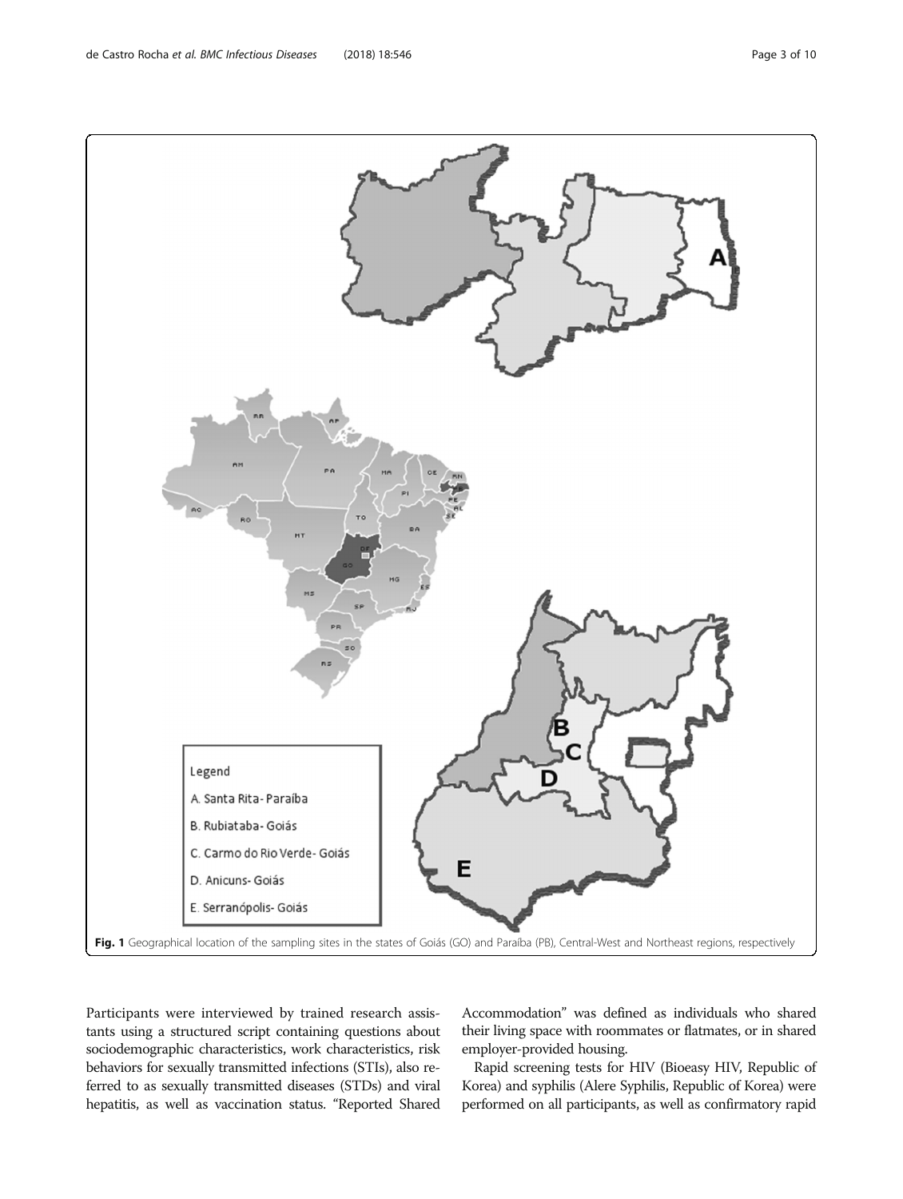Fig. 1 Geographical location of the sampling sites in the states of Goiás (GO) and Paraíba (PB), Central-West and Northeast regions, respectively

Participants were interviewed by trained research assistants using a structured script containing questions about sociodemographic characteristics, work characteristics, risk behaviors for sexually transmitted infections (STIs), also referred to as sexually transmitted diseases (STDs) and viral hepatitis, as well as vaccination status. "Reported Shared Accommodation" was defined as individuals who shared their living space with roommates or flatmates, or in shared employer-provided housing.

Rapid screening tests for HIV (Bioeasy HIV, Republic of Korea) and syphilis (Alere Syphilis, Republic of Korea) were performed on all participants, as well as confirmatory rapid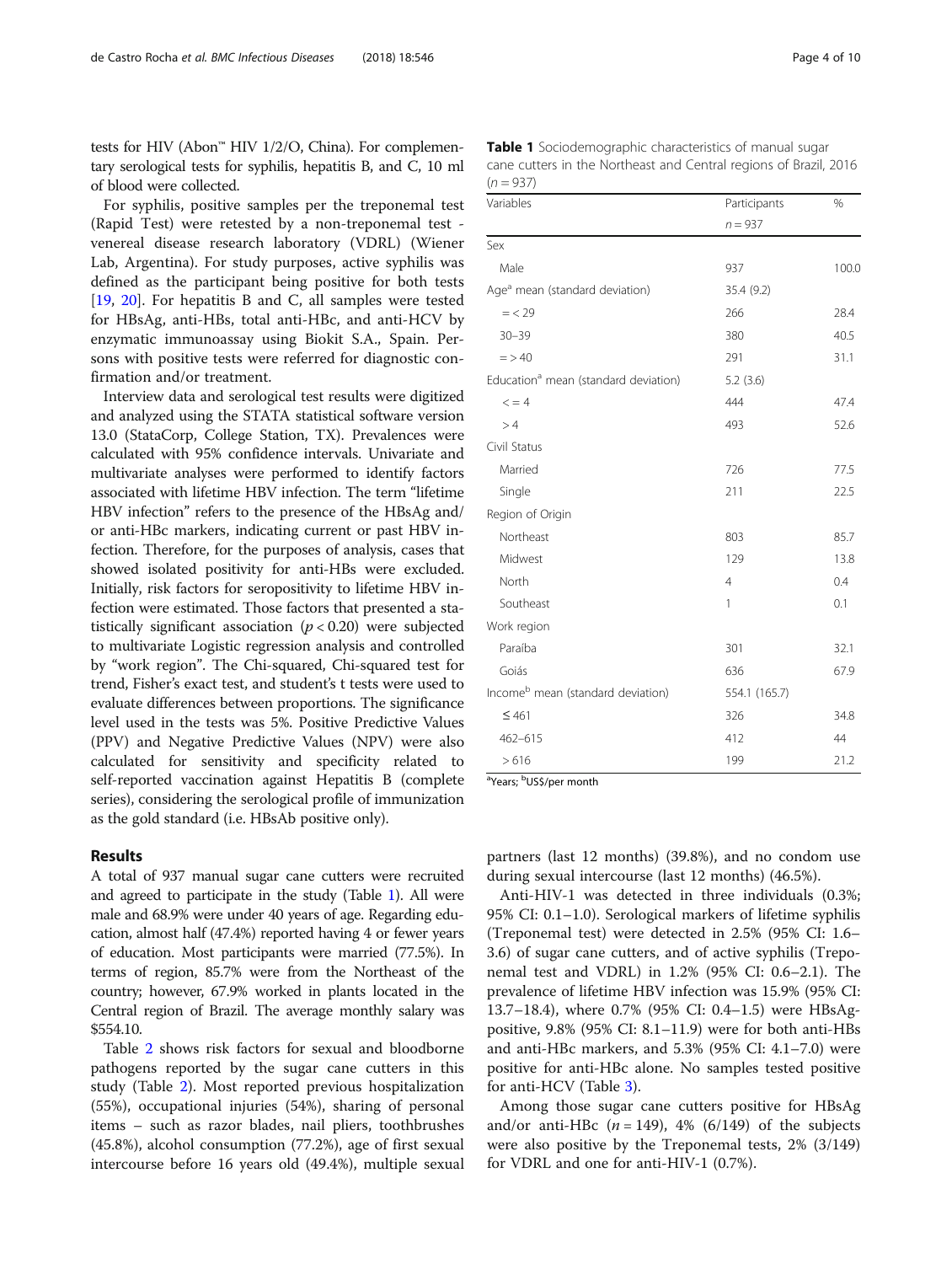tests for HIV (Abon™ HIV 1/2/O, China). For complementary serological tests for syphilis, hepatitis B, and C, 10 ml of blood were collected.

For syphilis, positive samples per the treponemal test (Rapid Test) were retested by a non-treponemal test - venereal disease research laboratory (VDRL) (Wiener Lab, Argentina). For study purposes, active syphilis was defined as the participant being positive for both tests [19, 20]. For hepatitis B and C, all samples were tested for HBsAg, anti-HBs, total anti-HBc, and anti-HCV by enzymatic immunoassay using Biokit S.A., Spain. Persons with positive tests were referred for diagnostic confirmation and/or treatment.

Interview data and serological test results were digitized and analyzed using the STATA statistical software version 13.0 (StataCorp, College Station, TX). Prevalences were calculated with 95% confidence intervals. Univariate and multivariate analyses were performed to identify factors associated with lifetime HBV infection. The term "lifetime HBV infection" refers to the presence of the HBsAg and/or anti-HBc markers, indicating current or past HBV infection. Therefore, for the purposes of analysis, cases that showed isolated positivity for anti-HBs were excluded. Initially, risk factors for seropositivity to lifetime HBV infection were estimated. Those factors that presented a statistically significant association ($p < 0.20$) were subjected to multivariate Logistic regression analysis and controlled by "work region". The Chi-squared, Chi-squared test for trend, Fisher's exact test, and student's t tests were used to evaluate differences between proportions. The significance level used in the tests was 5%. Positive Predictive Values (PPV) and Negative Predictive Values (NPV) were also calculated for sensitivity and specificity related to self-reported vaccination against Hepatitis B (complete series), considering the serological profile of immunization as the gold standard (i.e. HBsAb positive only).

## Results

A total of 937 manual sugar cane cutters were recruited and agreed to participate in the study (Table 1). All were male and 68.9% were under 40 years of age. Regarding education, almost half (47.4%) reported having 4 or fewer years of education. Most participants were married (77.5%). In terms of region, 85.7% were from the Northeast of the country; however, 67.9% worked in plants located in the Central region of Brazil. The average monthly salary was $554.10.

**Table 1** Sociodemographic characteristics of manual sugar cane cutters in the Northeast and Central regions of Brazil, 2016 ($n = 937$)

| Variables | Participants $n = 937$ | % |
|---|---|---|
| Sex | | |
| Male | 937 | 100.0 |
| Age[a] mean (standard deviation) | 35.4 (9.2) | |
| = < 29 | 266 | 28.4 |
| 30–39 | 380 | 40.5 |
| = > 40 | 291 | 31.1 |
| Education[a] mean (standard deviation) | 5.2 (3.6) | |
| < = 4 | 444 | 47.4 |
| > 4 | 493 | 52.6 |
| Civil Status | | |
| Married | 726 | 77.5 |
| Single | 211 | 22.5 |
| Region of Origin | | |
| Northeast | 803 | 85.7 |
| Midwest | 129 | 13.8 |
| North | 4 | 0.4 |
| Southeast | 1 | 0.1 |
| Work region | | |
| Paraíba | 301 | 32.1 |
| Goiás | 636 | 67.9 |
| Income[b] mean (standard deviation) | 554.1 (165.7) | |
| ≤ 461 | 326 | 34.8 |
| 462–615 | 412 | 44 |
| > 616 | 199 | 21.2 |

[a]Years; [b]US$/per month

Table 2 shows risk factors for sexual and bloodborne pathogens reported by the sugar cane cutters in this study (Table 2). Most reported previous hospitalization (55%), occupational injuries (54%), sharing of personal items – such as razor blades, nail pliers, toothbrushes (45.8%), alcohol consumption (77.2%), age of first sexual intercourse before 16 years old (49.4%), multiple sexual partners (last 12 months) (39.8%), and no condom use during sexual intercourse (last 12 months) (46.5%).

Anti-HIV-1 was detected in three individuals (0.3%; 95% CI: 0.1–1.0). Serological markers of lifetime syphilis (Treponemal test) were detected in 2.5% (95% CI: 1.6–3.6) of sugar cane cutters, and of active syphilis (Treponemal test and VDRL) in 1.2% (95% CI: 0.6–2.1). The prevalence of lifetime HBV infection was 15.9% (95% CI: 13.7–18.4), where 0.7% (95% CI: 0.4–1.5) were HBsAg-positive, 9.8% (95% CI: 8.1–11.9) were for both anti-HBs and anti-HBc markers, and 5.3% (95% CI: 4.1–7.0) were positive for anti-HBc alone. No samples tested positive for anti-HCV (Table 3).

Among those sugar cane cutters positive for HBsAg and/or anti-HBc ($n = 149$), 4% (6/149) of the subjects were also positive by the Treponemal tests, 2% (3/149) for VDRL and one for anti-HIV-1 (0.7%).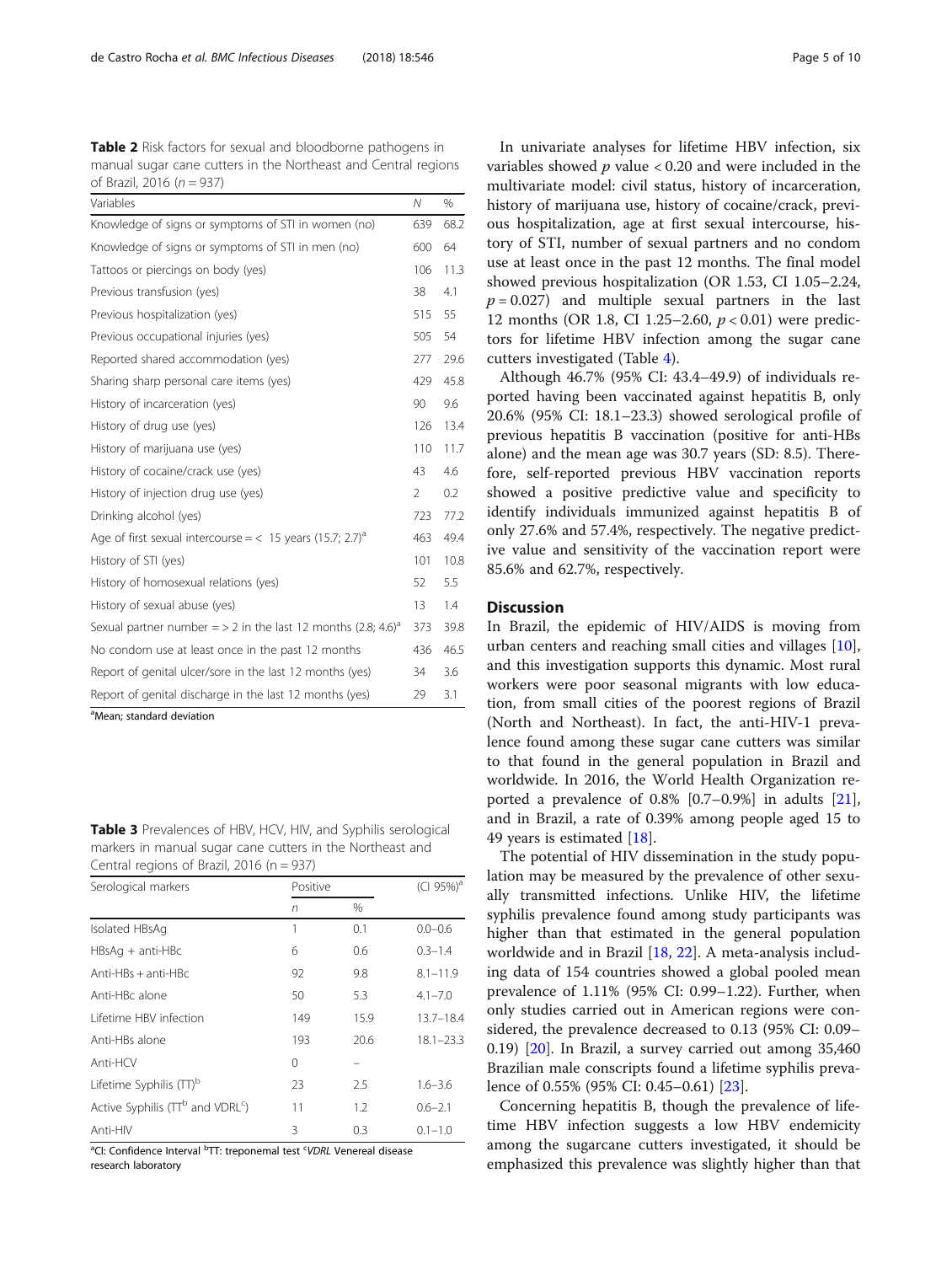**Table 2** Risk factors for sexual and bloodborne pathogens in manual sugar cane cutters in the Northeast and Central regions of Brazil, 2016 ($n = 937$)

| Variables | N | % |
|---|---|---|
| Knowledge of signs or symptoms of STI in women (no) | 639 | 68.2 |
| Knowledge of signs or symptoms of STI in men (no) | 600 | 64 |
| Tattoos or piercings on body (yes) | 106 | 11.3 |
| Previous transfusion (yes) | 38 | 4.1 |
| Previous hospitalization (yes) | 515 | 55 |
| Previous occupational injuries (yes) | 505 | 54 |
| Reported shared accommodation (yes) | 277 | 29.6 |
| Sharing sharp personal care items (yes) | 429 | 45.8 |
| History of incarceration (yes) | 90 | 9.6 |
| History of drug use (yes) | 126 | 13.4 |
| History of marijuana use (yes) | 110 | 11.7 |
| History of cocaine/crack use (yes) | 43 | 4.6 |
| History of injection drug use (yes) | 2 | 0.2 |
| Drinking alcohol (yes) | 723 | 77.2 |
| Age of first sexual intercourse = < 15 years (15.7; 2.7)[a] | 463 | 49.4 |
| History of STI (yes) | 101 | 10.8 |
| History of homosexual relations (yes) | 52 | 5.5 |
| History of sexual abuse (yes) | 13 | 1.4 |
| Sexual partner number = > 2 in the last 12 months (2.8; 4.6)[a] | 373 | 39.8 |
| No condom use at least once in the past 12 months | 436 | 46.5 |
| Report of genital ulcer/sore in the last 12 months (yes) | 34 | 3.6 |
| Report of genital discharge in the last 12 months (yes) | 29 | 3.1 |

[a]Mean; standard deviation

**Table 3** Prevalences of HBV, HCV, HIV, and Syphilis serological markers in manual sugar cane cutters in the Northeast and Central regions of Brazil, 2016 (n = 937)

| Serological markers | Positive | | (CI 95%)[a] |
|---|---|---|---|
| | n | % | |
| Isolated HBsAg | 1 | 0.1 | 0.0–0.6 |
| HBsAg + anti-HBc | 6 | 0.6 | 0.3–1.4 |
| Anti-HBs + anti-HBc | 92 | 9.8 | 8.1–11.9 |
| Anti-HBc alone | 50 | 5.3 | 4.1–7.0 |
| Lifetime HBV infection | 149 | 15.9 | 13.7–18.4 |
| Anti-HBs alone | 193 | 20.6 | 18.1–23.3 |
| Anti-HCV | 0 | – | |
| Lifetime Syphilis (TT)[b] | 23 | 2.5 | 1.6–3.6 |
| Active Syphilis (TT[b] and VDRL[c]) | 11 | 1.2 | 0.6–2.1 |
| Anti-HIV | 3 | 0.3 | 0.1–1.0 |

[a]CI: Confidence Interval [b]TT: treponemal test [c]*VDRL* Venereal disease research laboratory

In univariate analyses for lifetime HBV infection, six variables showed $p$ value < 0.20 and were included in the multivariate model: civil status, history of incarceration, history of marijuana use, history of cocaine/crack, previous hospitalization, age at first sexual intercourse, history of STI, number of sexual partners and no condom use at least once in the past 12 months. The final model showed previous hospitalization (OR 1.53, CI 1.05–2.24, $p = 0.027$) and multiple sexual partners in the last 12 months (OR 1.8, CI 1.25–2.60, $p < 0.01$) were predictors for lifetime HBV infection among the sugar cane cutters investigated (Table 4).

Although 46.7% (95% CI: 43.4–49.9) of individuals reported having been vaccinated against hepatitis B, only 20.6% (95% CI: 18.1–23.3) showed serological profile of previous hepatitis B vaccination (positive for anti-HBs alone) and the mean age was 30.7 years (SD: 8.5). Therefore, self-reported previous HBV vaccination reports showed a positive predictive value and specificity to identify individuals immunized against hepatitis B of only 27.6% and 57.4%, respectively. The negative predictive value and sensitivity of the vaccination report were 85.6% and 62.7%, respectively.

## Discussion

In Brazil, the epidemic of HIV/AIDS is moving from urban centers and reaching small cities and villages [10], and this investigation supports this dynamic. Most rural workers were poor seasonal migrants with low education, from small cities of the poorest regions of Brazil (North and Northeast). In fact, the anti-HIV-1 prevalence found among these sugar cane cutters was similar to that found in the general population in Brazil and worldwide. In 2016, the World Health Organization reported a prevalence of 0.8% [0.7–0.9%] in adults [21], and in Brazil, a rate of 0.39% among people aged 15 to 49 years is estimated [18].

The potential of HIV dissemination in the study population may be measured by the prevalence of other sexually transmitted infections. Unlike HIV, the lifetime syphilis prevalence found among study participants was higher than that estimated in the general population worldwide and in Brazil [18, 22]. A meta-analysis including data of 154 countries showed a global pooled mean prevalence of 1.11% (95% CI: 0.99–1.22). Further, when only studies carried out in American regions were considered, the prevalence decreased to 0.13 (95% CI: 0.09–0.19) [20]. In Brazil, a survey carried out among 35,460 Brazilian male conscripts found a lifetime syphilis prevalence of 0.55% (95% CI: 0.45–0.61) [23].

Concerning hepatitis B, though the prevalence of lifetime HBV infection suggests a low HBV endemicity among the sugarcane cutters investigated, it should be emphasized this prevalence was slightly higher than that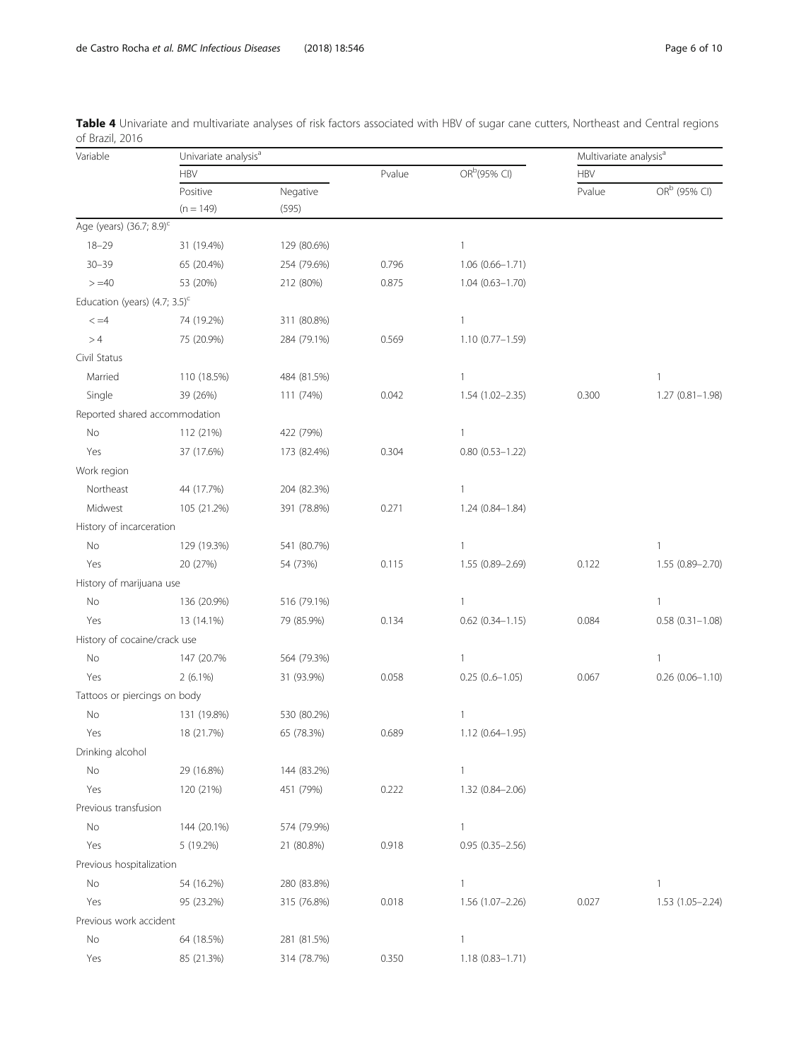**Table 4** Univariate and multivariate analyses of risk factors associated with HBV of sugar cane cutters, Northeast and Central regions of Brazil, 2016

| Variable | Univariate analysis[a] | | | | Multivariate analysis[a] | |
|---|---|---|---|---|---|---|
| | HBV | | Pvalue | OR[b](95% CI) | HBV | |
| | Positive (n = 149) | Negative (595) | | | Pvalue | OR[b] (95% CI) |
| Age (years) (36.7; 8.9)[c] | | | | | | |
| 18–29 | 31 (19.4%) | 129 (80.6%) | | 1 | | |
| 30–39 | 65 (20.4%) | 254 (79.6%) | 0.796 | 1.06 (0.66–1.71) | | |
| > =40 | 53 (20%) | 212 (80%) | 0.875 | 1.04 (0.63–1.70) | | |
| Education (years) (4.7; 3.5)[c] | | | | | | |
| < =4 | 74 (19.2%) | 311 (80.8%) | | 1 | | |
| > 4 | 75 (20.9%) | 284 (79.1%) | 0.569 | 1.10 (0.77–1.59) | | |
| Civil Status | | | | | | |
| Married | 110 (18.5%) | 484 (81.5%) | | 1 | | 1 |
| Single | 39 (26%) | 111 (74%) | 0.042 | 1.54 (1.02–2.35) | 0.300 | 1.27 (0.81–1.98) |
| Reported shared accommodation | | | | | | |
| No | 112 (21%) | 422 (79%) | | 1 | | |
| Yes | 37 (17.6%) | 173 (82.4%) | 0.304 | 0.80 (0.53–1.22) | | |
| Work region | | | | | | |
| Northeast | 44 (17.7%) | 204 (82.3%) | | 1 | | |
| Midwest | 105 (21.2%) | 391 (78.8%) | 0.271 | 1.24 (0.84–1.84) | | |
| History of incarceration | | | | | | |
| No | 129 (19.3%) | 541 (80.7%) | | 1 | | 1 |
| Yes | 20 (27%) | 54 (73%) | 0.115 | 1.55 (0.89–2.69) | 0.122 | 1.55 (0.89–2.70) |
| History of marijuana use | | | | | | |
| No | 136 (20.9%) | 516 (79.1%) | | 1 | | 1 |
| Yes | 13 (14.1%) | 79 (85.9%) | 0.134 | 0.62 (0.34–1.15) | 0.084 | 0.58 (0.31–1.08) |
| History of cocaine/crack use | | | | | | |
| No | 147 (20.7% | 564 (79.3%) | | 1 | | 1 |
| Yes | 2 (6.1%) | 31 (93.9%) | 0.058 | 0.25 (0..6–1.05) | 0.067 | 0.26 (0.06–1.10) |
| Tattoos or piercings on body | | | | | | |
| No | 131 (19.8%) | 530 (80.2%) | | 1 | | |
| Yes | 18 (21.7%) | 65 (78.3%) | 0.689 | 1.12 (0.64–1.95) | | |
| Drinking alcohol | | | | | | |
| No | 29 (16.8%) | 144 (83.2%) | | 1 | | |
| Yes | 120 (21%) | 451 (79%) | 0.222 | 1.32 (0.84–2.06) | | |
| Previous transfusion | | | | | | |
| No | 144 (20.1%) | 574 (79.9%) | | 1 | | |
| Yes | 5 (19.2%) | 21 (80.8%) | 0.918 | 0.95 (0.35–2.56) | | |
| Previous hospitalization | | | | | | |
| No | 54 (16.2%) | 280 (83.8%) | | 1 | | 1 |
| Yes | 95 (23.2%) | 315 (76.8%) | 0.018 | 1.56 (1.07–2.26) | 0.027 | 1.53 (1.05–2.24) |
| Previous work accident | | | | | | |
| No | 64 (18.5%) | 281 (81.5%) | | 1 | | |
| Yes | 85 (21.3%) | 314 (78.7%) | 0.350 | 1.18 (0.83–1.71) | | |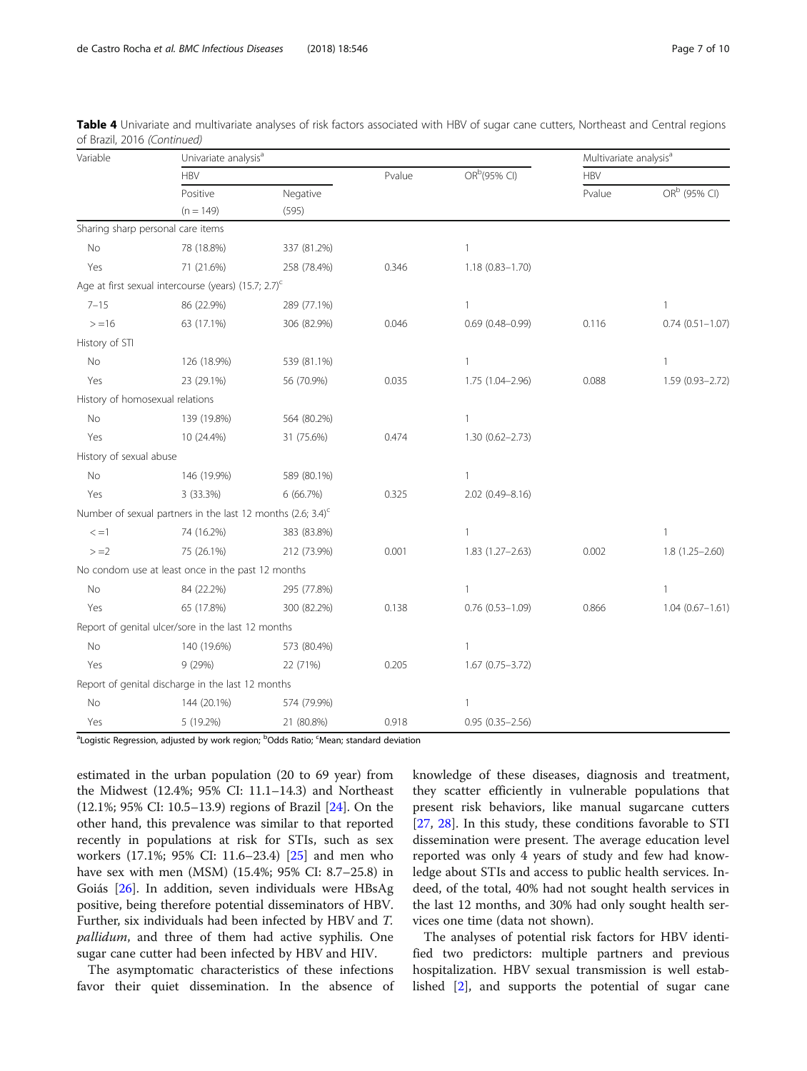**Table 4** Univariate and multivariate analyses of risk factors associated with HBV of sugar cane cutters, Northeast and Central regions of Brazil, 2016 *(Continued)*

| Variable | Univariate analysis[a] | | | | Multivariate analysis[a] | |
|---|---|---|---|---|---|---|
| | HBV | | Pvalue | OR[b](95% CI) | HBV | |
| | Positive (n = 149) | Negative (595) | | | Pvalue | OR[b] (95% CI) |
| Sharing sharp personal care items | | | | | | |
| No | 78 (18.8%) | 337 (81.2%) | | 1 | | |
| Yes | 71 (21.6%) | 258 (78.4%) | 0.346 | 1.18 (0.83–1.70) | | |
| Age at first sexual intercourse (years) (15.7; 2.7)[c] | | | | | | |
| 7–15 | 86 (22.9%) | 289 (77.1%) | | 1 | | 1 |
| > =16 | 63 (17.1%) | 306 (82.9%) | 0.046 | 0.69 (0.48–0.99) | 0.116 | 0.74 (0.51–1.07) |
| History of STI | | | | | | |
| No | 126 (18.9%) | 539 (81.1%) | | 1 | | 1 |
| Yes | 23 (29.1%) | 56 (70.9%) | 0.035 | 1.75 (1.04–2.96) | 0.088 | 1.59 (0.93–2.72) |
| History of homosexual relations | | | | | | |
| No | 139 (19.8%) | 564 (80.2%) | | 1 | | |
| Yes | 10 (24.4%) | 31 (75.6%) | 0.474 | 1.30 (0.62–2.73) | | |
| History of sexual abuse | | | | | | |
| No | 146 (19.9%) | 589 (80.1%) | | 1 | | |
| Yes | 3 (33.3%) | 6 (66.7%) | 0.325 | 2.02 (0.49–8.16) | | |
| Number of sexual partners in the last 12 months (2.6; 3.4)[c] | | | | | | |
| < =1 | 74 (16.2%) | 383 (83.8%) | | 1 | | 1 |
| > =2 | 75 (26.1%) | 212 (73.9%) | 0.001 | 1.83 (1.27–2.63) | 0.002 | 1.8 (1.25–2.60) |
| No condom use at least once in the past 12 months | | | | | | |
| No | 84 (22.2%) | 295 (77.8%) | | 1 | | 1 |
| Yes | 65 (17.8%) | 300 (82.2%) | 0.138 | 0.76 (0.53–1.09) | 0.866 | 1.04 (0.67–1.61) |
| Report of genital ulcer/sore in the last 12 months | | | | | | |
| No | 140 (19.6%) | 573 (80.4%) | | 1 | | |
| Yes | 9 (29%) | 22 (71%) | 0.205 | 1.67 (0.75–3.72) | | |
| Report of genital discharge in the last 12 months | | | | | | |
| No | 144 (20.1%) | 574 (79.9%) | | 1 | | |
| Yes | 5 (19.2%) | 21 (80.8%) | 0.918 | 0.95 (0.35–2.56) | | |

[a]Logistic Regression, adjusted by work region; [b]Odds Ratio; [c]Mean; standard deviation

estimated in the urban population (20 to 69 year) from the Midwest (12.4%; 95% CI: 11.1–14.3) and Northeast (12.1%; 95% CI: 10.5–13.9) regions of Brazil [24]. On the other hand, this prevalence was similar to that reported recently in populations at risk for STIs, such as sex workers (17.1%; 95% CI: 11.6–23.4) [25] and men who have sex with men (MSM) (15.4%; 95% CI: 8.7–25.8) in Goiás [26]. In addition, seven individuals were HBsAg positive, being therefore potential disseminators of HBV. Further, six individuals had been infected by HBV and *T. pallidum*, and three of them had active syphilis. One sugar cane cutter had been infected by HBV and HIV.

The asymptomatic characteristics of these infections favor their quiet dissemination. In the absence of knowledge of these diseases, diagnosis and treatment, they scatter efficiently in vulnerable populations that present risk behaviors, like manual sugarcane cutters [27, 28]. In this study, these conditions favorable to STI dissemination were present. The average education level reported was only 4 years of study and few had knowledge about STIs and access to public health services. Indeed, of the total, 40% had not sought health services in the last 12 months, and 30% had only sought health services one time (data not shown).

The analyses of potential risk factors for HBV identified two predictors: multiple partners and previous hospitalization. HBV sexual transmission is well established [2], and supports the potential of sugar cane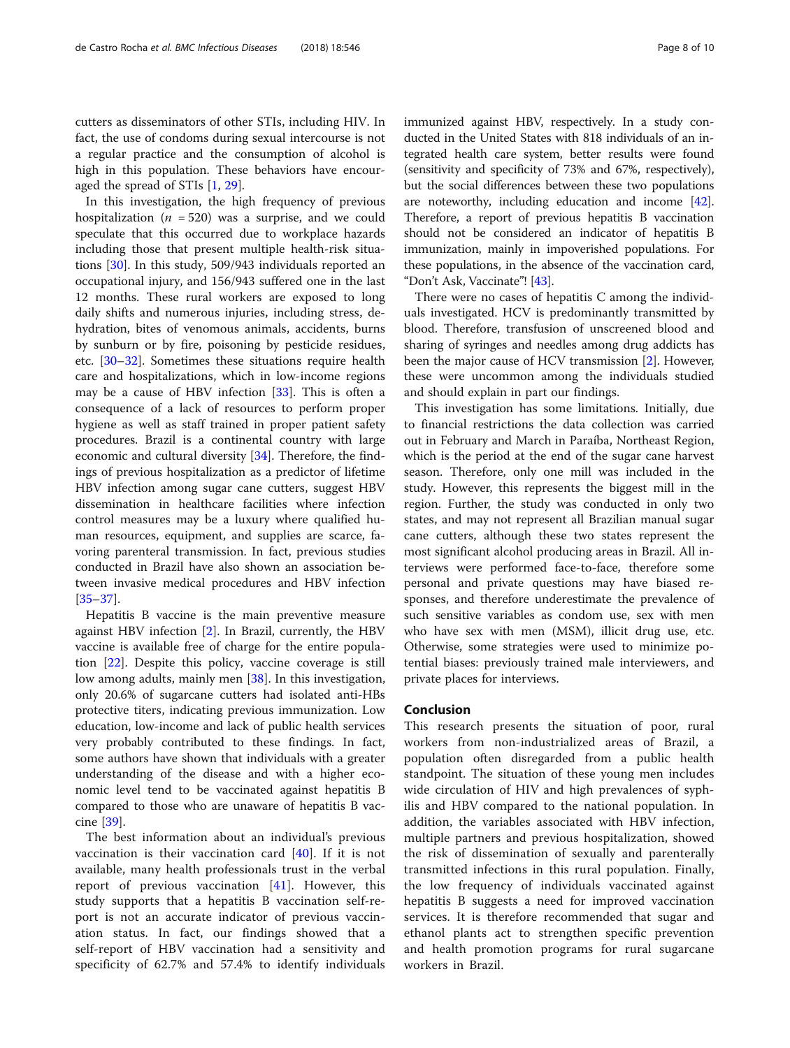cutters as disseminators of other STIs, including HIV. In fact, the use of condoms during sexual intercourse is not a regular practice and the consumption of alcohol is high in this population. These behaviors have encouraged the spread of STIs [1, 29].

In this investigation, the high frequency of previous hospitalization ($n$ = 520) was a surprise, and we could speculate that this occurred due to workplace hazards including those that present multiple health-risk situations [30]. In this study, 509/943 individuals reported an occupational injury, and 156/943 suffered one in the last 12 months. These rural workers are exposed to long daily shifts and numerous injuries, including stress, dehydration, bites of venomous animals, accidents, burns by sunburn or by fire, poisoning by pesticide residues, etc. [30–32]. Sometimes these situations require health care and hospitalizations, which in low-income regions may be a cause of HBV infection [33]. This is often a consequence of a lack of resources to perform proper hygiene as well as staff trained in proper patient safety procedures. Brazil is a continental country with large economic and cultural diversity [34]. Therefore, the findings of previous hospitalization as a predictor of lifetime HBV infection among sugar cane cutters, suggest HBV dissemination in healthcare facilities where infection control measures may be a luxury where qualified human resources, equipment, and supplies are scarce, favoring parenteral transmission. In fact, previous studies conducted in Brazil have also shown an association between invasive medical procedures and HBV infection [35–37].

Hepatitis B vaccine is the main preventive measure against HBV infection [2]. In Brazil, currently, the HBV vaccine is available free of charge for the entire population [22]. Despite this policy, vaccine coverage is still low among adults, mainly men [38]. In this investigation, only 20.6% of sugarcane cutters had isolated anti-HBs protective titers, indicating previous immunization. Low education, low-income and lack of public health services very probably contributed to these findings. In fact, some authors have shown that individuals with a greater understanding of the disease and with a higher economic level tend to be vaccinated against hepatitis B compared to those who are unaware of hepatitis B vaccine [39].

The best information about an individual's previous vaccination is their vaccination card [40]. If it is not available, many health professionals trust in the verbal report of previous vaccination [41]. However, this study supports that a hepatitis B vaccination self-report is not an accurate indicator of previous vaccination status. In fact, our findings showed that a self-report of HBV vaccination had a sensitivity and specificity of 62.7% and 57.4% to identify individuals immunized against HBV, respectively. In a study conducted in the United States with 818 individuals of an integrated health care system, better results were found (sensitivity and specificity of 73% and 67%, respectively), but the social differences between these two populations are noteworthy, including education and income [42]. Therefore, a report of previous hepatitis B vaccination should not be considered an indicator of hepatitis B immunization, mainly in impoverished populations. For these populations, in the absence of the vaccination card, "Don't Ask, Vaccinate"! [43].

There were no cases of hepatitis C among the individuals investigated. HCV is predominantly transmitted by blood. Therefore, transfusion of unscreened blood and sharing of syringes and needles among drug addicts has been the major cause of HCV transmission [2]. However, these were uncommon among the individuals studied and should explain in part our findings.

This investigation has some limitations. Initially, due to financial restrictions the data collection was carried out in February and March in Paraíba, Northeast Region, which is the period at the end of the sugar cane harvest season. Therefore, only one mill was included in the study. However, this represents the biggest mill in the region. Further, the study was conducted in only two states, and may not represent all Brazilian manual sugar cane cutters, although these two states represent the most significant alcohol producing areas in Brazil. All interviews were performed face-to-face, therefore some personal and private questions may have biased responses, and therefore underestimate the prevalence of such sensitive variables as condom use, sex with men who have sex with men (MSM), illicit drug use, etc. Otherwise, some strategies were used to minimize potential biases: previously trained male interviewers, and private places for interviews.

## Conclusion

This research presents the situation of poor, rural workers from non-industrialized areas of Brazil, a population often disregarded from a public health standpoint. The situation of these young men includes wide circulation of HIV and high prevalences of syphilis and HBV compared to the national population. In addition, the variables associated with HBV infection, multiple partners and previous hospitalization, showed the risk of dissemination of sexually and parenterally transmitted infections in this rural population. Finally, the low frequency of individuals vaccinated against hepatitis B suggests a need for improved vaccination services. It is therefore recommended that sugar and ethanol plants act to strengthen specific prevention and health promotion programs for rural sugarcane workers in Brazil.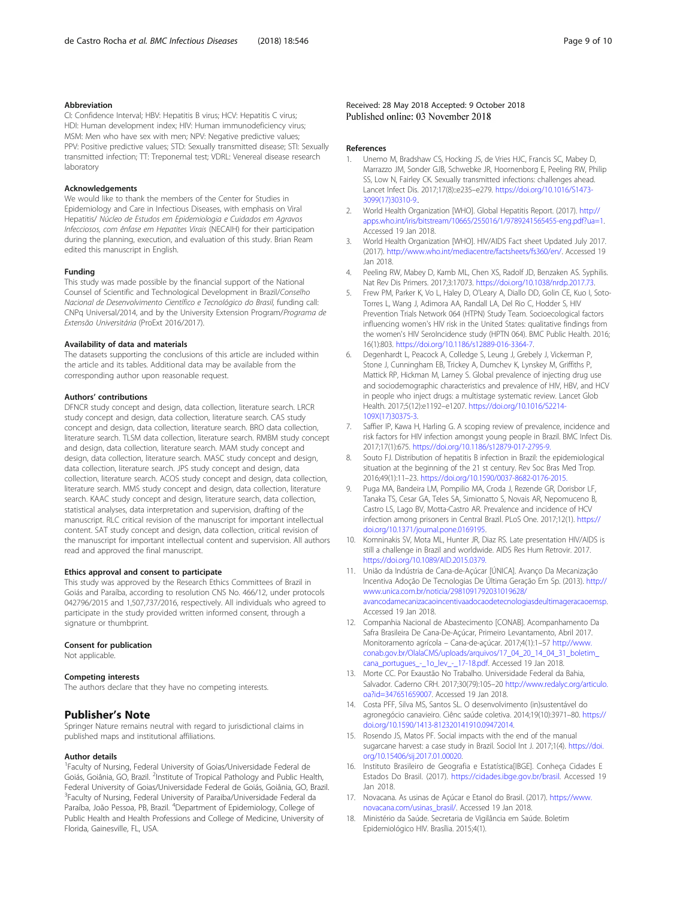### Abbreviation

CI: Confidence Interval; HBV: Hepatitis B virus; HCV: Hepatitis C virus; HDI: Human development index; HIV: Human immunodeficiency virus; MSM: Men who have sex with men; NPV: Negative predictive values; PPV: Positive predictive values; STD: Sexually transmitted disease; STI: Sexually transmitted infection; TT: Treponemal test; VDRL: Venereal disease research laboratory

### Acknowledgements

We would like to thank the members of the Center for Studies in Epidemiology and Care in Infectious Diseases, with emphasis on Viral Hepatitis/ *Núcleo de Estudos em Epidemiologia e Cuidados em Agravos Infecciosos, com ênfase em Hepatites Virais* (NECAIH) for their participation during the planning, execution, and evaluation of this study. Brian Ream edited this manuscript in English.

### Funding

This study was made possible by the financial support of the National Counsel of Scientific and Technological Development in Brazil/*Conselho Nacional de Desenvolvimento Científico e Tecnológico do Brasil,* funding call: CNPq Universal/2014, and by the University Extension Program/*Programa de Extensão Universitária* (ProExt 2016/2017).

### Availability of data and materials

The datasets supporting the conclusions of this article are included within the article and its tables. Additional data may be available from the corresponding author upon reasonable request.

### Authors' contributions

DFNCR study concept and design, data collection, literature search. LRCR study concept and design, data collection, literature search. CAS study concept and design, data collection, literature search. BRO data collection, literature search. TLSM data collection, literature search. RMBM study concept and design, data collection, literature search. MAM study concept and design, data collection, literature search. MASC study concept and design, data collection, literature search. JPS study concept and design, data collection, literature search. ACOS study concept and design, data collection, literature search. MMS study concept and design, data collection, literature search. KAAC study concept and design, literature search, data collection, statistical analyses, data interpretation and supervision, drafting of the manuscript. RLC critical revision of the manuscript for important intellectual content. SAT study concept and design, data collection, critical revision of the manuscript for important intellectual content and supervision. All authors read and approved the final manuscript.

### Ethics approval and consent to participate

This study was approved by the Research Ethics Committees of Brazil in Goiás and Paraíba, according to resolution CNS No. 466/12, under protocols 042796/2015 and 1,507,737/2016, respectively. All individuals who agreed to participate in the study provided written informed consent, through a signature or thumbprint.

### Consent for publication

Not applicable.

### Competing interests

The authors declare that they have no competing interests.

## Publisher's Note

Springer Nature remains neutral with regard to jurisdictional claims in published maps and institutional affiliations.

### Author details

[1]Faculty of Nursing, Federal University of Goias/Universidade Federal de Goiás, Goiânia, GO, Brazil. [2]Institute of Tropical Pathology and Public Health, Federal University of Goias/Universidade Federal de Goiás, Goiânia, GO, Brazil. [3]Faculty of Nursing, Federal University of Paraiba/Universidade Federal da Paraíba, João Pessoa, PB, Brazil. [4]Department of Epidemiology, College of Public Health and Health Professions and College of Medicine, University of Florida, Gainesville, FL, USA.

Received: 28 May 2018 Accepted: 9 October 2018
Published online: 03 November 2018

### References

1. Unemo M, Bradshaw CS, Hocking JS, de Vries HJC, Francis SC, Mabey D, Marrazzo JM, Sonder GJB, Schwebke JR, Hoornenborg E, Peeling RW, Philip SS, Low N, Fairley CK. Sexually transmitted infections: challenges ahead. Lancet Infect Dis. 2017;17(8)::e235–e279. https://doi.org/10.1016/S1473-3099(17)30310-9..
2. World Health Organization [WHO]. Global Hepatitis Report. (2017). http://apps.who.int/iris/bitstream/10665/255016/1/9789241565455-eng.pdf?ua=1. Accessed 19 Jan 2018.
3. World Health Organization [WHO]. HIV/AIDS Fact sheet Updated July 2017. (2017). http://www.who.int/mediacentre/factsheets/fs360/en/. Accessed 19 Jan 2018.
4. Peeling RW, Mabey D, Kamb ML, Chen XS, Radolf JD, Benzaken AS. Syphilis. Nat Rev Dis Primers. 2017;3:17073. https://doi.org/10.1038/nrdp.2017.73.
5. Frew PM, Parker K, Vo L, Haley D, O'Leary A, Diallo DD, Golin CE, Kuo I, Soto-Torres L, Wang J, Adimora AA, Randall LA, Del Rio C, Hodder S, HIV Prevention Trials Network 064 (HTPN) Study Team. Socioecological factors influencing women's HIV risk in the United States: qualitative findings from the women's HIV SeroIncidence study (HPTN 064). BMC Public Health. 2016;16(1):803. https://doi.org/10.1186/s12889-016-3364-7.
6. Degenhardt L, Peacock A, Colledge S, Leung J, Grebely J, Vickerman P, Stone J, Cunningham EB, Trickey A, Dumchev K, Lynskey M, Griffiths P, Mattick RP, Hickman M, Larney S. Global prevalence of injecting drug use and sociodemographic characteristics and prevalence of HIV, HBV, and HCV in people who inject drugs: a multistage systematic review. Lancet Glob Health. 2017;5(12):e1192–e1207. https://doi.org/10.1016/S2214-109X(17)30375-3.
7. Saffier IP, Kawa H, Harling G. A scoping review of prevalence, incidence and risk factors for HIV infection amongst young people in Brazil. BMC Infect Dis. 2017;17(1):675. https://doi.org/10.1186/s12879-017-2795-9.
8. Souto FJ. Distribution of hepatitis B infection in Brazil: the epidemiological situation at the beginning of the 21 st century. Rev Soc Bras Med Trop. 2016;49(1):11–23. https://doi.org/10.1590/0037-8682-0176-2015.
9. Puga MA, Bandeira LM, Pompilio MA, Croda J, Rezende GR, Dorisbor LF, Tanaka TS, Cesar GA, Teles SA, Simionatto S, Novais AR, Nepomuceno B, Castro LS, Lago BV, Motta-Castro AR. Prevalence and incidence of HCV infection among prisoners in Central Brazil. PLoS One. 2017;12(1). https://doi.org/10.1371/journal.pone.0169195.
10. Komninakis SV, Mota ML, Hunter JR, Diaz RS. Late presentation HIV/AIDS is still a challenge in Brazil and worldwide. AIDS Res Hum Retrovir. 2017. https://doi.org/10.1089/AID.2015.0379.
11. União da Indústria de Cana-de-Açúcar [ÚNICA]. Avanço Da Mecanização Incentiva Adoção De Tecnologias De Última Geração Em Sp. (2013). http://www.unica.com.br/noticia/2981091792031019628/avancodamecanizacaoincentivaadocaodetecnologiasdeultimageracaoemsp. Accessed 19 Jan 2018.
12. Companhia Nacional de Abastecimento [CONAB]. Acompanhamento Da Safra Brasileira De Cana-De-Açúcar, Primeiro Levantamento, Abril 2017. Monitoramento agrícola – Cana-de-açúcar. 2017;4(1):1–57 http://www.conab.gov.br/OlalaCMS/uploads/arquivos/17_04_20_14_04_31_boletim_cana_portugues_-_1o_lev_-_17-18.pdf. Accessed 19 Jan 2018.
13. Morte CC. Por Exaustão No Trabalho. Universidade Federal da Bahia, Salvador. Caderno CRH. 2017;30(79):105–20 http://www.redalyc.org/articulo.oa?id=347651659007. Accessed 19 Jan 2018.
14. Costa PFF, Silva MS, Santos SL. O desenvolvimento (in)sustentável do agronegócio canavieiro. Ciênc saúde coletiva. 2014;19(10):3971–80. https://doi.org/10.1590/1413-812320141910.09472014.
15. Rosendo JS, Matos PF. Social impacts with the end of the manual sugarcane harvest: a case study in Brazil. Sociol Int J. 2017;1(4). https://doi.org/10.15406/sij.2017.01.00020.
16. Instituto Brasileiro de Geografia e Estatística[IBGE]. Conheça Cidades E Estados Do Brasil. (2017). https://cidades.ibge.gov.br/brasil. Accessed 19 Jan 2018.
17. Novacana. As usinas de Açúcar e Etanol do Brasil. (2017). https://www.novacana.com/usinas_brasil/. Accessed 19 Jan 2018.
18. Ministério da Saúde. Secretaria de Vigilância em Saúde. Boletim Epidemiológico HIV. Brasília. 2015;4(1).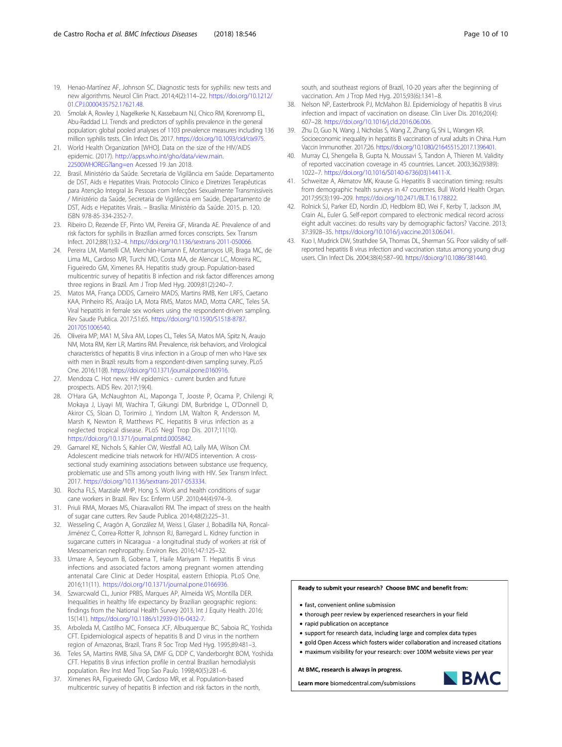19. Henao-Martínez AF, Johnson SC. Diagnostic tests for syphilis: new tests and new algorithms. Neurol Clin Pract. 2014;4(2):114–22. https://doi.org/10.1212/01.CPJ.0000435752.17621.48.
20. Smolak A, Rowley J, Nagelkerke N, Kassebaum NJ, Chico RM, Korenromp EL, Abu-Raddad LJ. Trends and predictors of syphilis prevalence in the general population: global pooled analyses of 1103 prevalence measures including 136 million syphilis tests. Clin Infect Dis. 2017. https://doi.org/10.1093/cid/cix975.
21. World Health Organization [WHO]. Data on the size of the HIV/AIDS epidemic. (2017). http://apps.who.int/gho/data/view.main.22500WHOREG?lang=en Acessed 19 Jan 2018.
22. Brasil. Ministério da Saúde. Secretaria de Vigilância em Saúde. Departamento de DST, Aids e Hepatites Virais. Protocolo Clínico e Diretrizes Terapêuticas para Atenção Integral às Pessoas com Infecções Sexualmente Transmissíveis / Ministério da Saúde, Secretaria de Vigilância em Saúde, Departamento de DST, Aids e Hepatites Virais. – Brasília: Ministério da Saúde. 2015. p. 120. ISBN 978-85-334-2352-7.
23. Ribeiro D, Rezende EF, Pinto VM, Pereira GF, Miranda AE. Prevalence of and risk factors for syphilis in Brazilian armed forces conscripts. Sex Transm Infect. 2012;88(1):32–4. https://doi.org/10.1136/sextrans-2011-050066.
24. Pereira LM, Martelli CM, Merchán-Hamann E, Montarroyos UR, Braga MC, de Lima ML, Cardoso MR, Turchi MD, Costa MA, de Alencar LC, Moreira RC, Figueiredo GM, Ximenes RA. Hepatitis study group. Population-based multicentric survey of hepatitis B infection and risk factor differences among three regions in Brazil. Am J Trop Med Hyg. 2009;81(2):240–7.
25. Matos MA, França DDDS, Carneiro MADS, Martins RMB, Kerr LRFS, Caetano KAA, Pinheiro RS, Araújo LA, Mota RMS, Matos MAD, Motta CARC, Teles SA. Viral hepatitis in female sex workers using the respondent-driven sampling. Rev Saude Publica. 2017;51:65. https://doi.org/10.1590/S1518-8787.2017051006540.
26. Oliveira MP, MA1 M, Silva AM, Lopes CL, Teles SA, Matos MA, Spitz N, Araujo NM, Mota RM, Kerr LR, Martins RM. Prevalence, risk behaviors, and Virological characteristics of hepatitis B virus infection in a Group of men who Have sex with men in Brazil: results from a respondent-driven sampling survey. PLoS One. 2016;11(8). https://doi.org/10.1371/journal.pone.0160916.
27. Mendoza C. Hot news: HIV epidemics - current burden and future prospects. AIDS Rev. 2017;19(4).
28. O'Hara GA, McNaughton AL, Maponga T, Jooste P, Ocama P, Chilengi R, Mokaya J, Liyayi MI, Wachira T, Gikungi DM, Burbridge L, O'Donnell D, Akiror CS, Sloan D, Torimiro J, Yindom LM, Walton R, Andersson M, Marsh K, Newton R, Matthews PC. Hepatitis B virus infection as a neglected tropical disease. PLoS Negl Trop Dis. 2017;11(10). https://doi.org/10.1371/journal.pntd.0005842.
29. Gamarel KE, Nichols S, Kahler CW, Westfall AO, Lally MA, Wilson CM. Adolescent medicine trials network for HIV/AIDS intervention. A cross-sectional study examining associations between substance use frequency, problematic use and STIs among youth living with HIV. Sex Transm Infect. 2017. https://doi.org/10.1136/sextrans-2017-053334.
30. Rocha FLS, Marziale MHP, Hong S. Work and health conditions of sugar cane workers in Brazil. Rev Esc Enferm USP. 2010;44(4):974–9.
31. Priuli RMA, Moraes MS, Chiaravalloti RM. The impact of stress on the health of sugar cane cutters. Rev Saude Publica. 2014;48(2):225–31.
32. Wesseling C, Aragón A, González M, Weiss I, Glaser J, Bobadilla NA, Roncal-Jiménez C, Correa-Rotter R, Johnson RJ, Barregard L. Kidney function in sugarcane cutters in Nicaragua - a longitudinal study of workers at risk of Mesoamerican nephropathy. Environ Res. 2016;147:125–32.
33. Umare A, Seyoum B, Gobena T, Haile Mariyam T. Hepatitis B virus infections and associated factors among pregnant women attending antenatal Care Clinic at Deder Hospital, eastern Ethiopia. PLoS One. 2016;11(11). https://doi.org/10.1371/journal.pone.0166936.
34. Szwarcwald CL, Junior PRBS, Marques AP, Almeida WS, Montilla DER. Inequalities in healthy life expectancy by Brazilian geographic regions: findings from the National Health Survey 2013. Int J Equity Health. 2016; 15(141). https://doi.org/10.1186/s12939-016-0432-7.
35. Arboleda M, Castilho MC, Fonseca JCF, Albuquerque BC, Saboia RC, Yoshida CFT. Epidemiological aspects of hepatitis B and D virus in the northern region of Amazonas, Brazil. Trans R Soc Trop Med Hyg. 1995;89:481–3.
36. Teles SA, Martins RMB, Silva SA, DMF G, DDP C, Vanderborght BOM, Yoshida CFT. Hepatitis B virus infection profile in central Brazilian hemodialysis population. Rev Inst Med Trop Sao Paulo. 1998;40(5):281–6.
37. Ximenes RA, Figueiredo GM, Cardoso MR, et al. Population-based multicentric survey of hepatitis B infection and risk factors in the north, south, and southeast regions of Brazil, 10-20 years after the beginning of vaccination. Am J Trop Med Hyg. 2015;93(6):1341–8.
38. Nelson NP, Easterbrook PJ, McMahon BJ. Epidemiology of hepatitis B virus infection and impact of vaccination on disease. Clin Liver Dis. 2016;20(4): 607–28. https://doi.org/10.1016/j.cld.2016.06.006.
39. Zhu D, Guo N, Wang J, Nicholas S, Wang Z, Zhang G, Shi L, Wangen KR. Socioeconomic inequality in hepatitis B vaccination of rural adults in China. Hum Vaccin Immunother. 2017;26. https://doi.org/10.1080/21645515.2017.1396401.
40. Murray CJ, Shengelia B, Gupta N, Moussavi S, Tandon A, Thieren M. Validity of reported vaccination coverage in 45 countries. Lancet. 2003;362(9389): 1022–7. https://doi.org/10.1016/S0140-6736(03)14411-X.
41. Schweitze A, Akmatov MK, Krause G. Hepatitis B vaccination timing: results from demographic health surveys in 47 countries. Bull World Health Organ. 2017;95(3):199–209. https://doi.org/10.2471/BLT.16.178822.
42. Rolnick SJ, Parker ED, Nordin JD, Hedblom BD, Wei F, Kerby T, Jackson JM, Crain AL, Euler G. Self-report compared to electronic medical record across eight adult vaccines: do results vary by demographic factors? Vaccine. 2013; 37:3928–35. https://doi.org/10.1016/j.vaccine.2013.06.041.
43. Kuo I, Mudrick DW, Strathdee SA, Thomas DL, Sherman SG. Poor validity of self-reported hepatitis B virus infection and vaccination status among young drug users. Clin Infect Dis. 2004;38(4):587–90. https://doi.org/10.1086/381440.